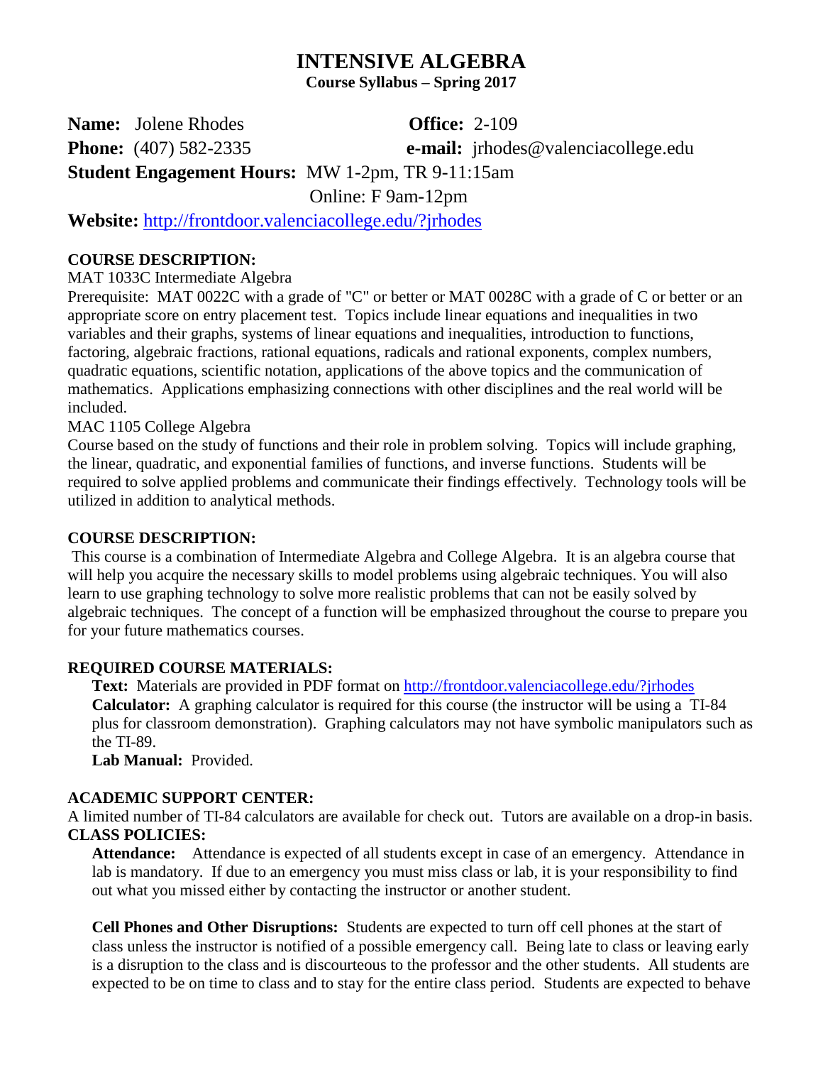# INTENSIVE ALGEBRA

**Course Syllabus – Spring 2017**

**Name:** Jolene Rhodes **Office:** 2-109

**Phone:** (407) 582-2335 **e-mail:** jrhodes@valenciacollege.edu

**Student Engagement Hours:** MW 1-2pm, TR 9-11:15am
Online: F 9am-12pm

**Website:** http://frontdoor.valenciacollege.edu/?jrhodes

**COURSE DESCRIPTION:**

MAT 1033C Intermediate Algebra

Prerequisite: MAT 0022C with a grade of "C" or better or MAT 0028C with a grade of C or better or an appropriate score on entry placement test. Topics include linear equations and inequalities in two variables and their graphs, systems of linear equations and inequalities, introduction to functions, factoring, algebraic fractions, rational equations, radicals and rational exponents, complex numbers, quadratic equations, scientific notation, applications of the above topics and the communication of mathematics. Applications emphasizing connections with other disciplines and the real world will be included.

MAC 1105 College Algebra

Course based on the study of functions and their role in problem solving. Topics will include graphing, the linear, quadratic, and exponential families of functions, and inverse functions. Students will be required to solve applied problems and communicate their findings effectively. Technology tools will be utilized in addition to analytical methods.

**COURSE DESCRIPTION:**

This course is a combination of Intermediate Algebra and College Algebra. It is an algebra course that will help you acquire the necessary skills to model problems using algebraic techniques. You will also learn to use graphing technology to solve more realistic problems that can not be easily solved by algebraic techniques. The concept of a function will be emphasized throughout the course to prepare you for your future mathematics courses.

**REQUIRED COURSE MATERIALS:**

**Text:** Materials are provided in PDF format on http://frontdoor.valenciacollege.edu/?jrhodes

**Calculator:** A graphing calculator is required for this course (the instructor will be using a TI-84 plus for classroom demonstration). Graphing calculators may not have symbolic manipulators such as the TI-89.

**Lab Manual:** Provided.

**ACADEMIC SUPPORT CENTER:**

A limited number of TI-84 calculators are available for check out. Tutors are available on a drop-in basis.

**CLASS POLICIES:**

**Attendance:** Attendance is expected of all students except in case of an emergency. Attendance in lab is mandatory. If due to an emergency you must miss class or lab, it is your responsibility to find out what you missed either by contacting the instructor or another student.

**Cell Phones and Other Disruptions:** Students are expected to turn off cell phones at the start of class unless the instructor is notified of a possible emergency call. Being late to class or leaving early is a disruption to the class and is discourteous to the professor and the other students. All students are expected to be on time to class and to stay for the entire class period. Students are expected to behave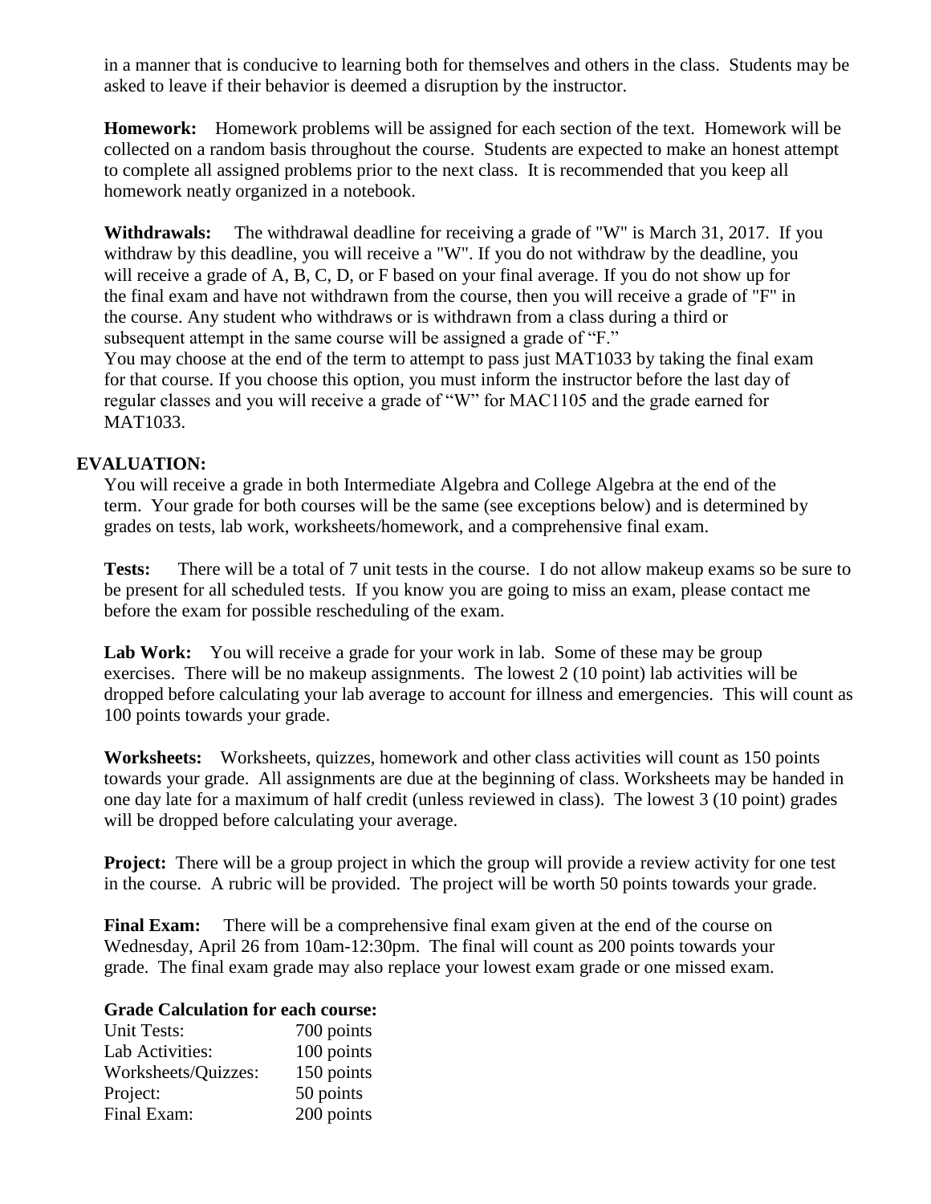in a manner that is conducive to learning both for themselves and others in the class. Students may be asked to leave if their behavior is deemed a disruption by the instructor.

**Homework:** Homework problems will be assigned for each section of the text. Homework will be collected on a random basis throughout the course. Students are expected to make an honest attempt to complete all assigned problems prior to the next class. It is recommended that you keep all homework neatly organized in a notebook.

**Withdrawals:** The withdrawal deadline for receiving a grade of "W" is March 31, 2017. If you withdraw by this deadline, you will receive a "W". If you do not withdraw by the deadline, you will receive a grade of A, B, C, D, or F based on your final average. If you do not show up for the final exam and have not withdrawn from the course, then you will receive a grade of "F" in the course. Any student who withdraws or is withdrawn from a class during a third or subsequent attempt in the same course will be assigned a grade of "F."
You may choose at the end of the term to attempt to pass just MAT1033 by taking the final exam for that course. If you choose this option, you must inform the instructor before the last day of regular classes and you will receive a grade of "W" for MAC1105 and the grade earned for MAT1033.

**EVALUATION:**

You will receive a grade in both Intermediate Algebra and College Algebra at the end of the term. Your grade for both courses will be the same (see exceptions below) and is determined by grades on tests, lab work, worksheets/homework, and a comprehensive final exam.

**Tests:** There will be a total of 7 unit tests in the course. I do not allow makeup exams so be sure to be present for all scheduled tests. If you know you are going to miss an exam, please contact me before the exam for possible rescheduling of the exam.

**Lab Work:** You will receive a grade for your work in lab. Some of these may be group exercises. There will be no makeup assignments. The lowest 2 (10 point) lab activities will be dropped before calculating your lab average to account for illness and emergencies. This will count as 100 points towards your grade.

**Worksheets:** Worksheets, quizzes, homework and other class activities will count as 150 points towards your grade. All assignments are due at the beginning of class. Worksheets may be handed in one day late for a maximum of half credit (unless reviewed in class). The lowest 3 (10 point) grades will be dropped before calculating your average.

**Project:** There will be a group project in which the group will provide a review activity for one test in the course. A rubric will be provided. The project will be worth 50 points towards your grade.

**Final Exam:** There will be a comprehensive final exam given at the end of the course on Wednesday, April 26 from 10am-12:30pm. The final will count as 200 points towards your grade. The final exam grade may also replace your lowest exam grade or one missed exam.

**Grade Calculation for each course:**

| | |
|---|---|
| Unit Tests: | 700 points |
| Lab Activities: | 100 points |
| Worksheets/Quizzes: | 150 points |
| Project: | 50 points |
| Final Exam: | 200 points |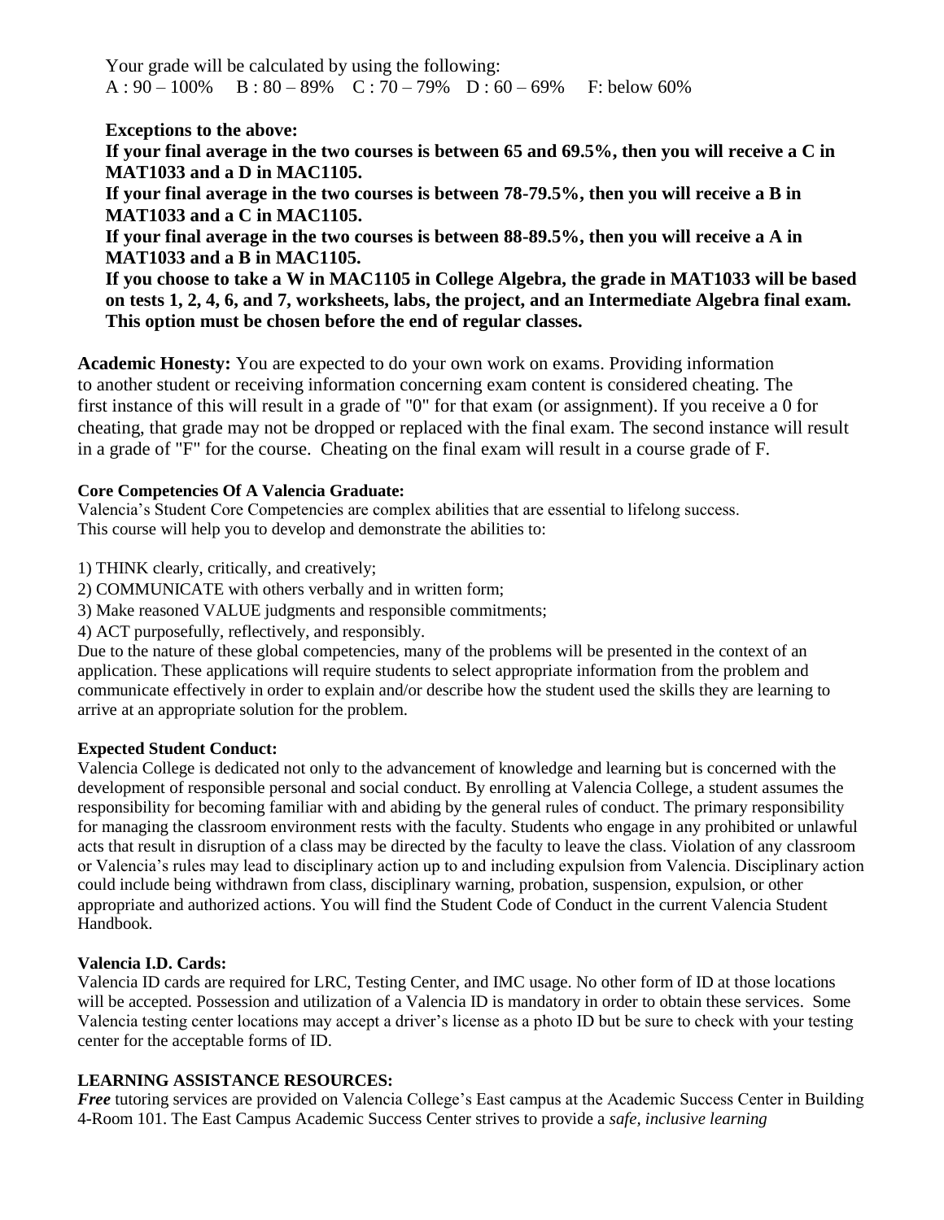Your grade will be calculated by using the following:
A : 90 – 100%  B : 80 – 89%  C : 70 – 79%  D : 60 – 69%  F: below 60%

**Exceptions to the above:**
**If your final average in the two courses is between 65 and 69.5%, then you will receive a C in MAT1033 and a D in MAC1105.**
**If your final average in the two courses is between 78-79.5%, then you will receive a B in MAT1033 and a C in MAC1105.**
**If your final average in the two courses is between 88-89.5%, then you will receive a A in MAT1033 and a B in MAC1105.**
**If you choose to take a W in MAC1105 in College Algebra, the grade in MAT1033 will be based on tests 1, 2, 4, 6, and 7, worksheets, labs, the project, and an Intermediate Algebra final exam. This option must be chosen before the end of regular classes.**

**Academic Honesty:** You are expected to do your own work on exams. Providing information to another student or receiving information concerning exam content is considered cheating. The first instance of this will result in a grade of "0" for that exam (or assignment). If you receive a 0 for cheating, that grade may not be dropped or replaced with the final exam. The second instance will result in a grade of "F" for the course. Cheating on the final exam will result in a course grade of F.

**Core Competencies Of A Valencia Graduate:**
Valencia's Student Core Competencies are complex abilities that are essential to lifelong success. This course will help you to develop and demonstrate the abilities to:

1) THINK clearly, critically, and creatively;
2) COMMUNICATE with others verbally and in written form;
3) Make reasoned VALUE judgments and responsible commitments;
4) ACT purposefully, reflectively, and responsibly.

Due to the nature of these global competencies, many of the problems will be presented in the context of an application. These applications will require students to select appropriate information from the problem and communicate effectively in order to explain and/or describe how the student used the skills they are learning to arrive at an appropriate solution for the problem.

**Expected Student Conduct:**
Valencia College is dedicated not only to the advancement of knowledge and learning but is concerned with the development of responsible personal and social conduct. By enrolling at Valencia College, a student assumes the responsibility for becoming familiar with and abiding by the general rules of conduct. The primary responsibility for managing the classroom environment rests with the faculty. Students who engage in any prohibited or unlawful acts that result in disruption of a class may be directed by the faculty to leave the class. Violation of any classroom or Valencia's rules may lead to disciplinary action up to and including expulsion from Valencia. Disciplinary action could include being withdrawn from class, disciplinary warning, probation, suspension, expulsion, or other appropriate and authorized actions. You will find the Student Code of Conduct in the current Valencia Student Handbook.

**Valencia I.D. Cards:**
Valencia ID cards are required for LRC, Testing Center, and IMC usage. No other form of ID at those locations will be accepted. Possession and utilization of a Valencia ID is mandatory in order to obtain these services. Some Valencia testing center locations may accept a driver's license as a photo ID but be sure to check with your testing center for the acceptable forms of ID.

**LEARNING ASSISTANCE RESOURCES:**
***Free*** tutoring services are provided on Valencia College's East campus at the Academic Success Center in Building 4-Room 101. The East Campus Academic Success Center strives to provide a *safe, inclusive learning*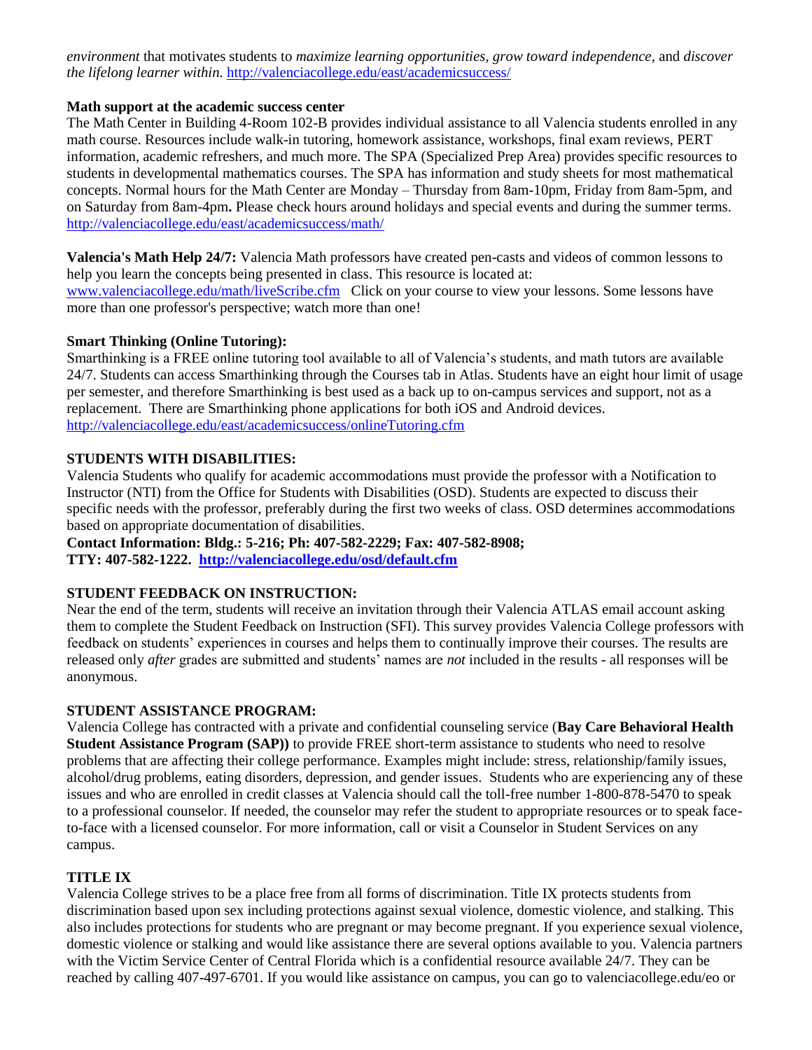*environment* that motivates students to *maximize learning opportunities, grow toward independence,* and *discover the lifelong learner within.* http://valenciacollege.edu/east/academicsuccess/

**Math support at the academic success center**

The Math Center in Building 4-Room 102-B provides individual assistance to all Valencia students enrolled in any math course. Resources include walk-in tutoring, homework assistance, workshops, final exam reviews, PERT information, academic refreshers, and much more. The SPA (Specialized Prep Area) provides specific resources to students in developmental mathematics courses. The SPA has information and study sheets for most mathematical concepts. Normal hours for the Math Center are Monday – Thursday from 8am-10pm, Friday from 8am-5pm, and on Saturday from 8am-4pm**.** Please check hours around holidays and special events and during the summer terms. http://valenciacollege.edu/east/academicsuccess/math/

**Valencia's Math Help 24/7:** Valencia Math professors have created pen-casts and videos of common lessons to help you learn the concepts being presented in class. This resource is located at: www.valenciacollege.edu/math/liveScribe.cfm Click on your course to view your lessons. Some lessons have more than one professor's perspective; watch more than one!

**Smart Thinking (Online Tutoring):**

Smarthinking is a FREE online tutoring tool available to all of Valencia's students, and math tutors are available 24/7. Students can access Smarthinking through the Courses tab in Atlas. Students have an eight hour limit of usage per semester, and therefore Smarthinking is best used as a back up to on-campus services and support, not as a replacement. There are Smarthinking phone applications for both iOS and Android devices. http://valenciacollege.edu/east/academicsuccess/onlineTutoring.cfm

**STUDENTS WITH DISABILITIES:**

Valencia Students who qualify for academic accommodations must provide the professor with a Notification to Instructor (NTI) from the Office for Students with Disabilities (OSD). Students are expected to discuss their specific needs with the professor, preferably during the first two weeks of class. OSD determines accommodations based on appropriate documentation of disabilities.

**Contact Information: Bldg.: 5-216; Ph: 407-582-2229; Fax: 407-582-8908; TTY: 407-582-1222. http://valenciacollege.edu/osd/default.cfm**

**STUDENT FEEDBACK ON INSTRUCTION:**

Near the end of the term, students will receive an invitation through their Valencia ATLAS email account asking them to complete the Student Feedback on Instruction (SFI). This survey provides Valencia College professors with feedback on students' experiences in courses and helps them to continually improve their courses. The results are released only *after* grades are submitted and students' names are *not* included in the results - all responses will be anonymous.

**STUDENT ASSISTANCE PROGRAM:**

Valencia College has contracted with a private and confidential counseling service (**Bay Care Behavioral Health Student Assistance Program (SAP))** to provide FREE short-term assistance to students who need to resolve problems that are affecting their college performance. Examples might include: stress, relationship/family issues, alcohol/drug problems, eating disorders, depression, and gender issues. Students who are experiencing any of these issues and who are enrolled in credit classes at Valencia should call the toll-free number 1-800-878-5470 to speak to a professional counselor. If needed, the counselor may refer the student to appropriate resources or to speak face-to-face with a licensed counselor. For more information, call or visit a Counselor in Student Services on any campus.

**TITLE IX**

Valencia College strives to be a place free from all forms of discrimination. Title IX protects students from discrimination based upon sex including protections against sexual violence, domestic violence, and stalking. This also includes protections for students who are pregnant or may become pregnant. If you experience sexual violence, domestic violence or stalking and would like assistance there are several options available to you. Valencia partners with the Victim Service Center of Central Florida which is a confidential resource available 24/7. They can be reached by calling 407-497-6701. If you would like assistance on campus, you can go to valenciacollege.edu/eo or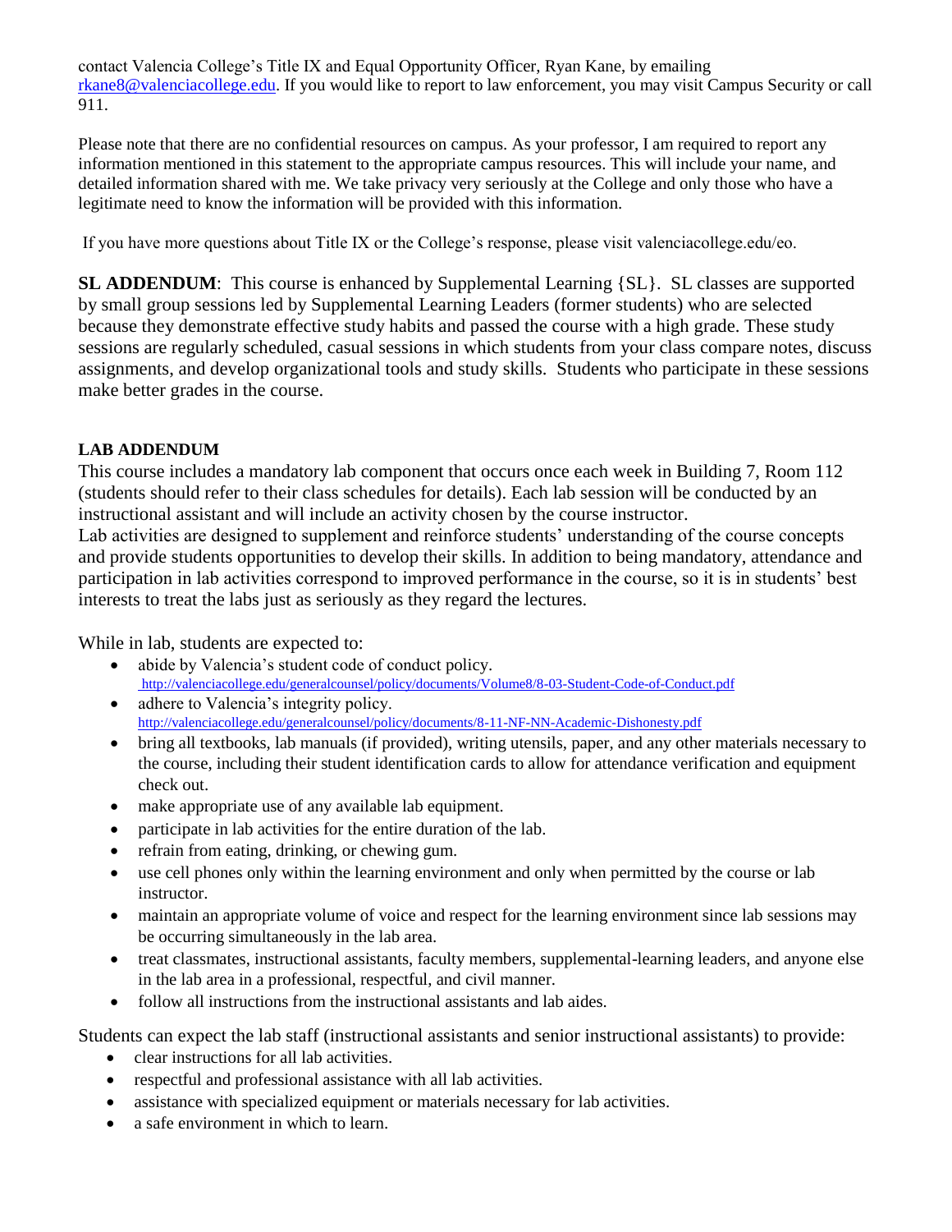contact Valencia College's Title IX and Equal Opportunity Officer, Ryan Kane, by emailing rkane8@valenciacollege.edu. If you would like to report to law enforcement, you may visit Campus Security or call 911.

Please note that there are no confidential resources on campus. As your professor, I am required to report any information mentioned in this statement to the appropriate campus resources. This will include your name, and detailed information shared with me. We take privacy very seriously at the College and only those who have a legitimate need to know the information will be provided with this information.

If you have more questions about Title IX or the College's response, please visit valenciacollege.edu/eo.

**SL ADDENDUM**: This course is enhanced by Supplemental Learning {SL}. SL classes are supported by small group sessions led by Supplemental Learning Leaders (former students) who are selected because they demonstrate effective study habits and passed the course with a high grade. These study sessions are regularly scheduled, casual sessions in which students from your class compare notes, discuss assignments, and develop organizational tools and study skills. Students who participate in these sessions make better grades in the course.

**LAB ADDENDUM**

This course includes a mandatory lab component that occurs once each week in Building 7, Room 112 (students should refer to their class schedules for details). Each lab session will be conducted by an instructional assistant and will include an activity chosen by the course instructor.
Lab activities are designed to supplement and reinforce students' understanding of the course concepts and provide students opportunities to develop their skills. In addition to being mandatory, attendance and participation in lab activities correspond to improved performance in the course, so it is in students' best interests to treat the labs just as seriously as they regard the lectures.

While in lab, students are expected to:

- abide by Valencia's student code of conduct policy. http://valenciacollege.edu/generalcounsel/policy/documents/Volume8/8-03-Student-Code-of-Conduct.pdf
- adhere to Valencia's integrity policy. http://valenciacollege.edu/generalcounsel/policy/documents/8-11-NF-NN-Academic-Dishonesty.pdf
- bring all textbooks, lab manuals (if provided), writing utensils, paper, and any other materials necessary to the course, including their student identification cards to allow for attendance verification and equipment check out.
- make appropriate use of any available lab equipment.
- participate in lab activities for the entire duration of the lab.
- refrain from eating, drinking, or chewing gum.
- use cell phones only within the learning environment and only when permitted by the course or lab instructor.
- maintain an appropriate volume of voice and respect for the learning environment since lab sessions may be occurring simultaneously in the lab area.
- treat classmates, instructional assistants, faculty members, supplemental-learning leaders, and anyone else in the lab area in a professional, respectful, and civil manner.
- follow all instructions from the instructional assistants and lab aides.

Students can expect the lab staff (instructional assistants and senior instructional assistants) to provide:

- clear instructions for all lab activities.
- respectful and professional assistance with all lab activities.
- assistance with specialized equipment or materials necessary for lab activities.
- a safe environment in which to learn.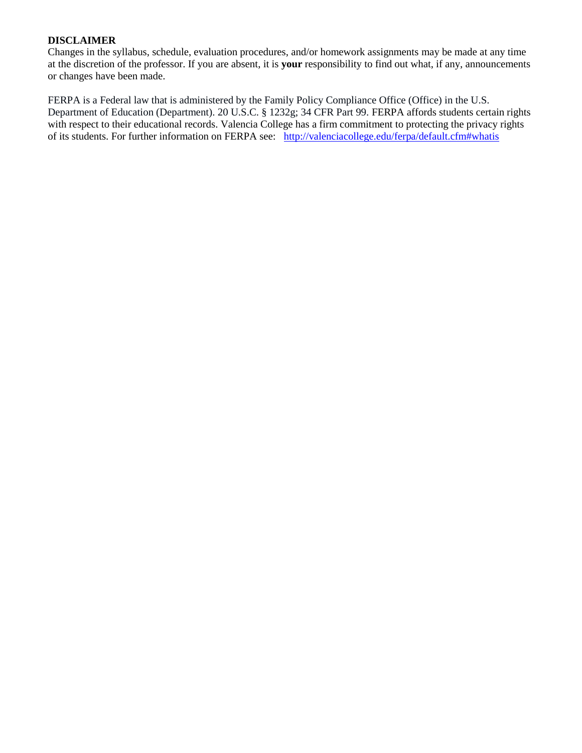**DISCLAIMER**

Changes in the syllabus, schedule, evaluation procedures, and/or homework assignments may be made at any time at the discretion of the professor. If you are absent, it is **your** responsibility to find out what, if any, announcements or changes have been made.

FERPA is a Federal law that is administered by the Family Policy Compliance Office (Office) in the U.S. Department of Education (Department). 20 U.S.C. § 1232g; 34 CFR Part 99. FERPA affords students certain rights with respect to their educational records. Valencia College has a firm commitment to protecting the privacy rights of its students. For further information on FERPA see: [http://valenciacollege.edu/ferpa/default.cfm#whatis](http://valenciacollege.edu/ferpa/default.cfm#whatis)